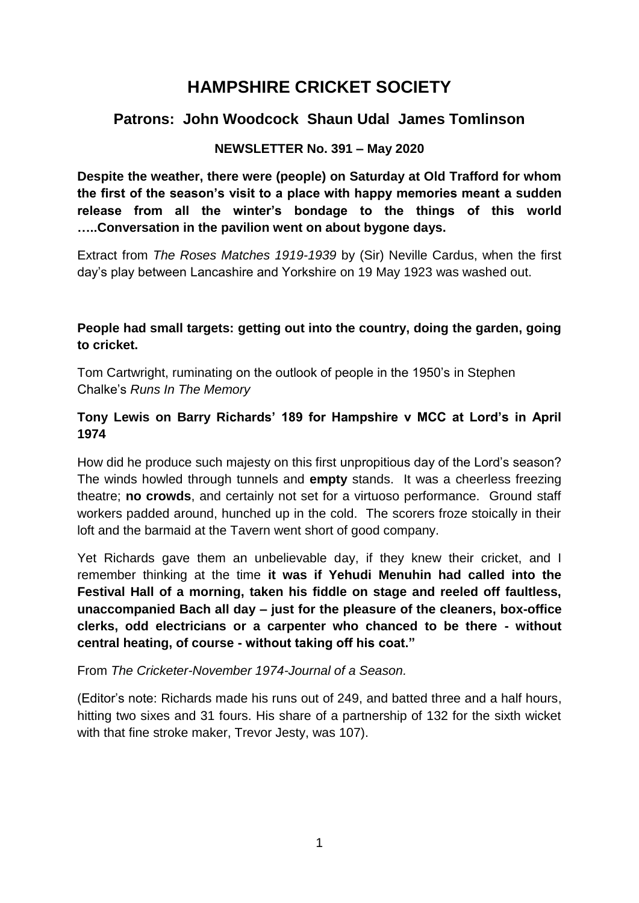# HAMPSHIRE CRICKET SOCIETY

## Patrons: John Woodcock Shaun Udal James Tomlinson

### NEWSLETTER No. 391 – May 2020

**Despite the weather, there were (people) on Saturday at Old Trafford for whom the first of the season's visit to a place with happy memories meant a sudden release from all the winter's bondage to the things of this world …..Conversation in the pavilion went on about bygone days.**

Extract from *The Roses Matches 1919-1939* by (Sir) Neville Cardus, when the first day's play between Lancashire and Yorkshire on 19 May 1923 was washed out.

**People had small targets: getting out into the country, doing the garden, going to cricket.**

Tom Cartwright, ruminating on the outlook of people in the 1950's in Stephen Chalke's *Runs In The Memory*

**Tony Lewis on Barry Richards' 189 for Hampshire v MCC at Lord's in April 1974**

How did he produce such majesty on this first unpropitious day of the Lord's season? The winds howled through tunnels and **empty** stands. It was a cheerless freezing theatre; **no crowds**, and certainly not set for a virtuoso performance. Ground staff workers padded around, hunched up in the cold. The scorers froze stoically in their loft and the barmaid at the Tavern went short of good company.

Yet Richards gave them an unbelievable day, if they knew their cricket, and I remember thinking at the time **it was if Yehudi Menuhin had called into the Festival Hall of a morning, taken his fiddle on stage and reeled off faultless, unaccompanied Bach all day – just for the pleasure of the cleaners, box-office clerks, odd electricians or a carpenter who chanced to be there - without central heating, of course - without taking off his coat."**

From *The Cricketer-November 1974-Journal of a Season.*

(Editor's note: Richards made his runs out of 249, and batted three and a half hours, hitting two sixes and 31 fours. His share of a partnership of 132 for the sixth wicket with that fine stroke maker, Trevor Jesty, was 107).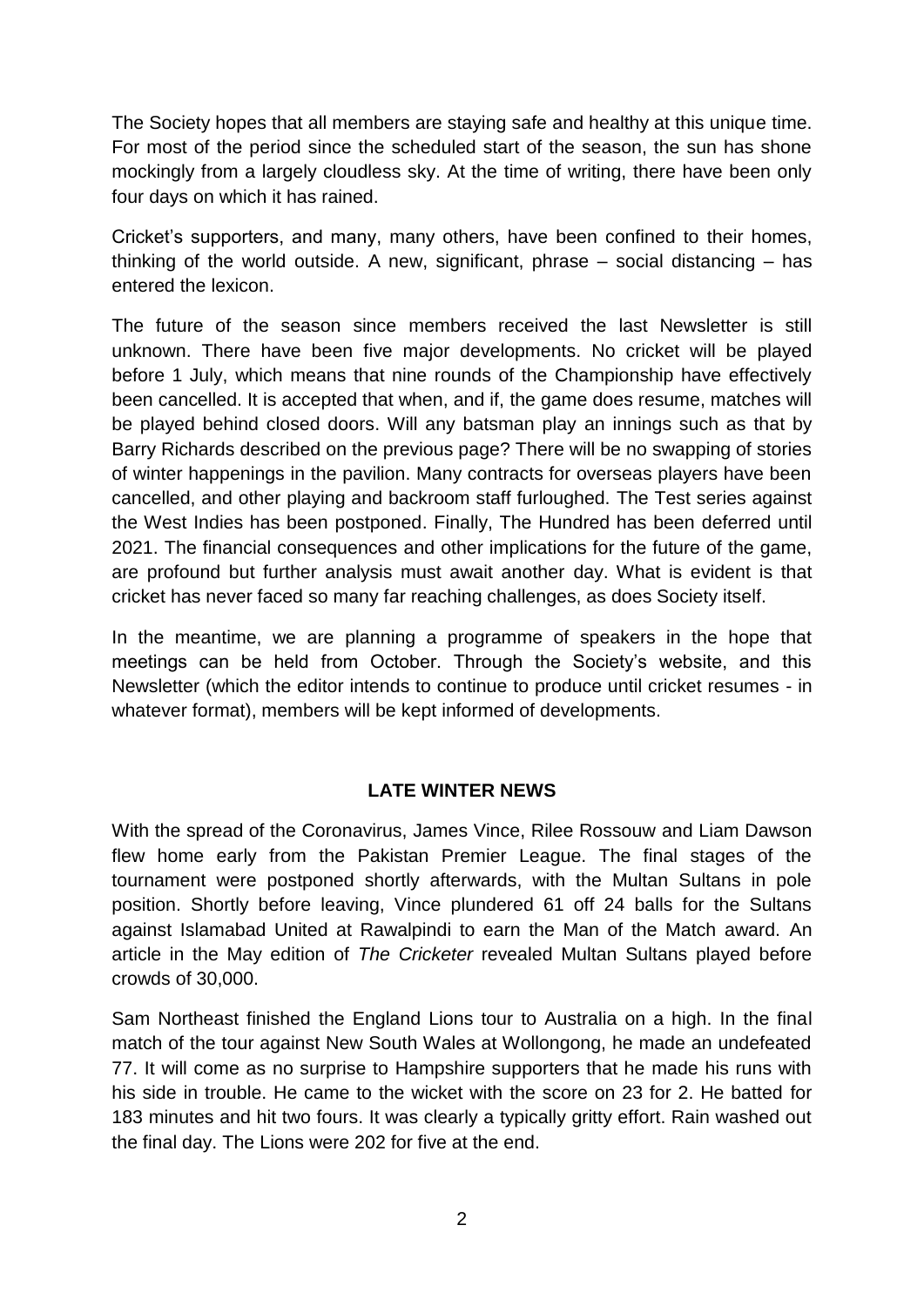The Society hopes that all members are staying safe and healthy at this unique time. For most of the period since the scheduled start of the season, the sun has shone mockingly from a largely cloudless sky. At the time of writing, there have been only four days on which it has rained.

Cricket's supporters, and many, many others, have been confined to their homes, thinking of the world outside. A new, significant, phrase – social distancing – has entered the lexicon.

The future of the season since members received the last Newsletter is still unknown. There have been five major developments. No cricket will be played before 1 July, which means that nine rounds of the Championship have effectively been cancelled. It is accepted that when, and if, the game does resume, matches will be played behind closed doors. Will any batsman play an innings such as that by Barry Richards described on the previous page? There will be no swapping of stories of winter happenings in the pavilion. Many contracts for overseas players have been cancelled, and other playing and backroom staff furloughed. The Test series against the West Indies has been postponed. Finally, The Hundred has been deferred until 2021. The financial consequences and other implications for the future of the game, are profound but further analysis must await another day. What is evident is that cricket has never faced so many far reaching challenges, as does Society itself.

In the meantime, we are planning a programme of speakers in the hope that meetings can be held from October. Through the Society's website, and this Newsletter (which the editor intends to continue to produce until cricket resumes - in whatever format), members will be kept informed of developments.

## LATE WINTER NEWS

With the spread of the Coronavirus, James Vince, Rilee Rossouw and Liam Dawson flew home early from the Pakistan Premier League. The final stages of the tournament were postponed shortly afterwards, with the Multan Sultans in pole position. Shortly before leaving, Vince plundered 61 off 24 balls for the Sultans against Islamabad United at Rawalpindi to earn the Man of the Match award. An article in the May edition of *The Cricketer* revealed Multan Sultans played before crowds of 30,000.

Sam Northeast finished the England Lions tour to Australia on a high. In the final match of the tour against New South Wales at Wollongong, he made an undefeated 77. It will come as no surprise to Hampshire supporters that he made his runs with his side in trouble. He came to the wicket with the score on 23 for 2. He batted for 183 minutes and hit two fours. It was clearly a typically gritty effort. Rain washed out the final day. The Lions were 202 for five at the end.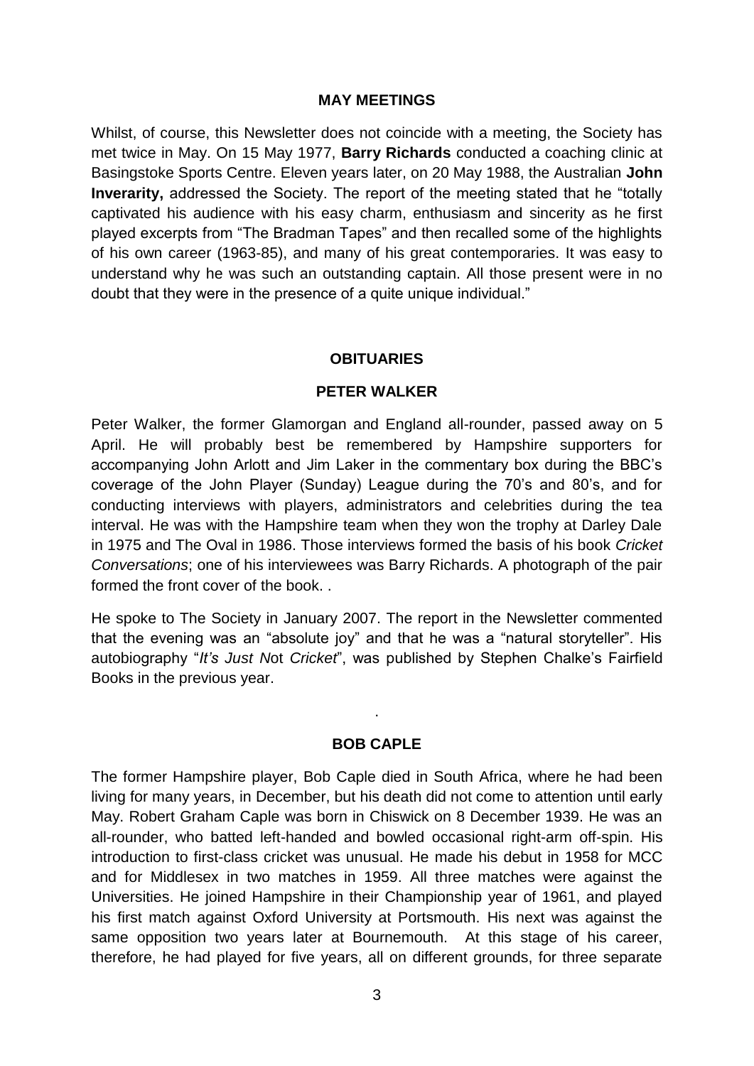## MAY MEETINGS

Whilst, of course, this Newsletter does not coincide with a meeting, the Society has met twice in May. On 15 May 1977, **Barry Richards** conducted a coaching clinic at Basingstoke Sports Centre. Eleven years later, on 20 May 1988, the Australian **John Inverarity,** addressed the Society. The report of the meeting stated that he "totally captivated his audience with his easy charm, enthusiasm and sincerity as he first played excerpts from "The Bradman Tapes" and then recalled some of the highlights of his own career (1963-85), and many of his great contemporaries. It was easy to understand why he was such an outstanding captain. All those present were in no doubt that they were in the presence of a quite unique individual."

## OBITUARIES

### PETER WALKER

Peter Walker, the former Glamorgan and England all-rounder, passed away on 5 April. He will probably best be remembered by Hampshire supporters for accompanying John Arlott and Jim Laker in the commentary box during the BBC's coverage of the John Player (Sunday) League during the 70's and 80's, and for conducting interviews with players, administrators and celebrities during the tea interval. He was with the Hampshire team when they won the trophy at Darley Dale in 1975 and The Oval in 1986. Those interviews formed the basis of his book *Cricket Conversations*; one of his interviewees was Barry Richards. A photograph of the pair formed the front cover of the book. .

He spoke to The Society in January 2007. The report in the Newsletter commented that the evening was an "absolute joy" and that he was a "natural storyteller". His autobiography "*It's Just N*ot *Cricket*", was published by Stephen Chalke's Fairfield Books in the previous year.

.

### BOB CAPLE

The former Hampshire player, Bob Caple died in South Africa, where he had been living for many years, in December, but his death did not come to attention until early May. Robert Graham Caple was born in Chiswick on 8 December 1939. He was an all-rounder, who batted left-handed and bowled occasional right-arm off-spin. His introduction to first-class cricket was unusual. He made his debut in 1958 for MCC and for Middlesex in two matches in 1959. All three matches were against the Universities. He joined Hampshire in their Championship year of 1961, and played his first match against Oxford University at Portsmouth. His next was against the same opposition two years later at Bournemouth. At this stage of his career, therefore, he had played for five years, all on different grounds, for three separate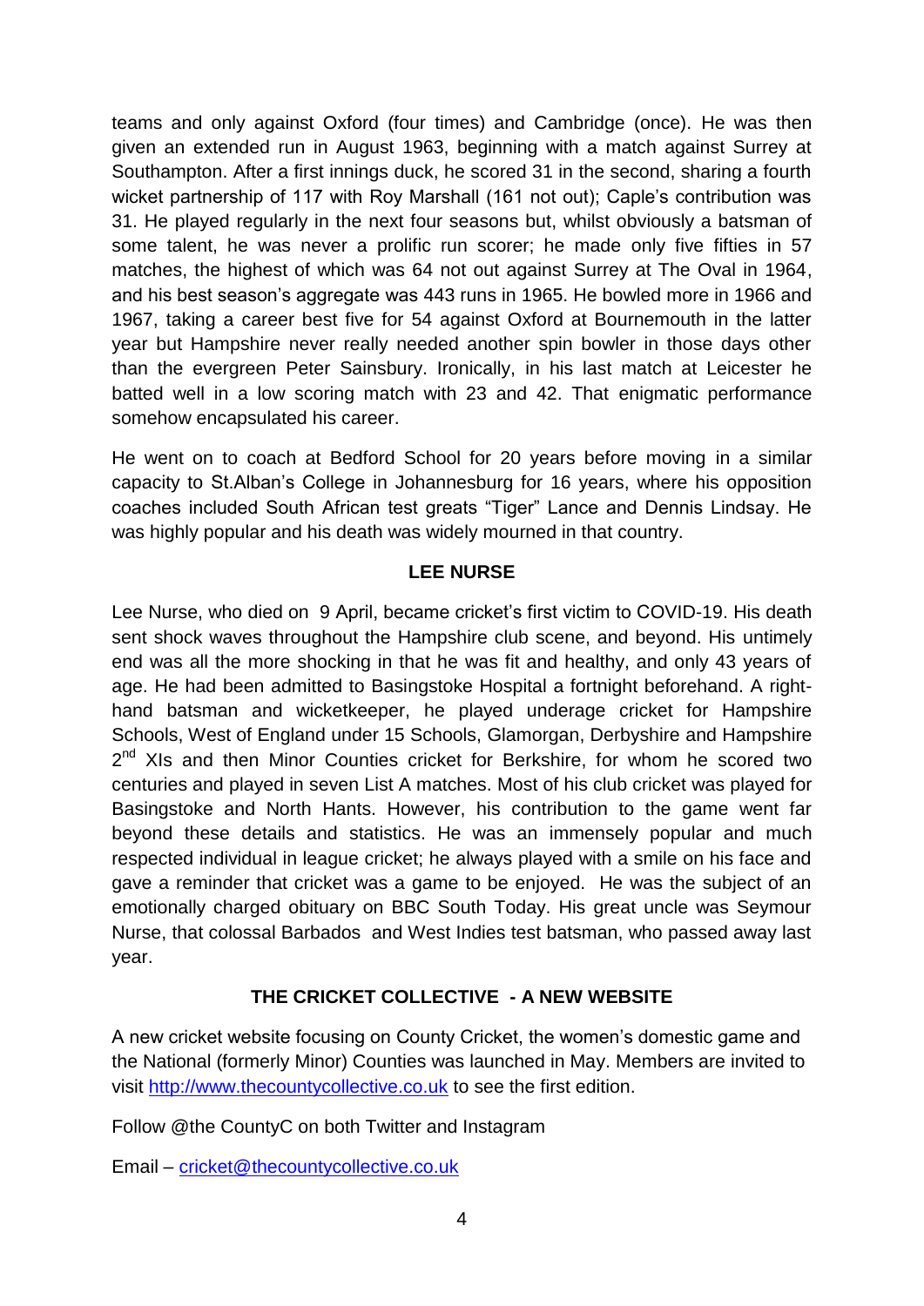teams and only against Oxford (four times) and Cambridge (once). He was then given an extended run in August 1963, beginning with a match against Surrey at Southampton. After a first innings duck, he scored 31 in the second, sharing a fourth wicket partnership of 117 with Roy Marshall (161 not out); Caple's contribution was 31. He played regularly in the next four seasons but, whilst obviously a batsman of some talent, he was never a prolific run scorer; he made only five fifties in 57 matches, the highest of which was 64 not out against Surrey at The Oval in 1964, and his best season's aggregate was 443 runs in 1965. He bowled more in 1966 and 1967, taking a career best five for 54 against Oxford at Bournemouth in the latter year but Hampshire never really needed another spin bowler in those days other than the evergreen Peter Sainsbury. Ironically, in his last match at Leicester he batted well in a low scoring match with 23 and 42. That enigmatic performance somehow encapsulated his career.

He went on to coach at Bedford School for 20 years before moving in a similar capacity to St.Alban's College in Johannesburg for 16 years, where his opposition coaches included South African test greats "Tiger" Lance and Dennis Lindsay. He was highly popular and his death was widely mourned in that country.

## LEE NURSE

Lee Nurse, who died on 9 April, became cricket's first victim to COVID-19. His death sent shock waves throughout the Hampshire club scene, and beyond. His untimely end was all the more shocking in that he was fit and healthy, and only 43 years of age. He had been admitted to Basingstoke Hospital a fortnight beforehand. A right-hand batsman and wicketkeeper, he played underage cricket for Hampshire Schools, West of England under 15 Schools, Glamorgan, Derbyshire and Hampshire 2nd XIs and then Minor Counties cricket for Berkshire, for whom he scored two centuries and played in seven List A matches. Most of his club cricket was played for Basingstoke and North Hants. However, his contribution to the game went far beyond these details and statistics. He was an immensely popular and much respected individual in league cricket; he always played with a smile on his face and gave a reminder that cricket was a game to be enjoyed. He was the subject of an emotionally charged obituary on BBC South Today. His great uncle was Seymour Nurse, that colossal Barbados and West Indies test batsman, who passed away last year.

## THE CRICKET COLLECTIVE - A NEW WEBSITE

A new cricket website focusing on County Cricket, the women's domestic game and the National (formerly Minor) Counties was launched in May. Members are invited to visit [http://www.thecountycollective.co.uk](http://www.thecountycollective.co.uk) to see the first edition.

Follow @the CountyC on both Twitter and Instagram

Email – [cricket@thecountycollective.co.uk](mailto:cricket@thecountycollective.co.uk)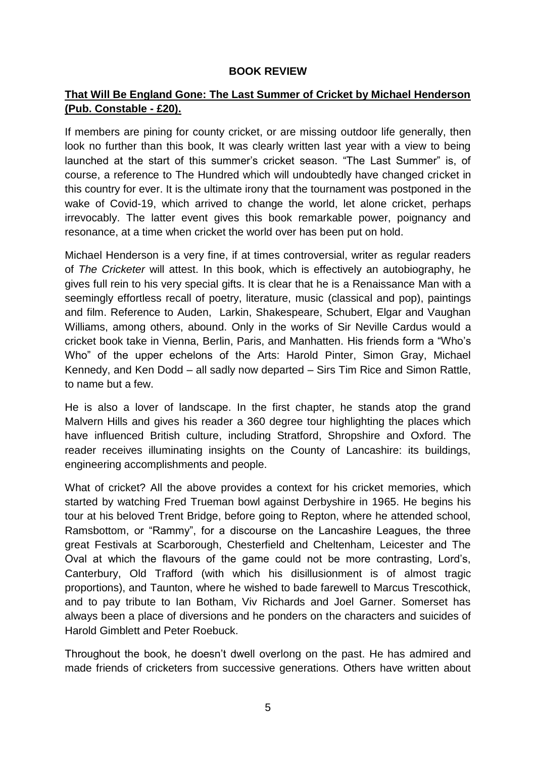**BOOK REVIEW**

**That Will Be England Gone: The Last Summer of Cricket by Michael Henderson (Pub. Constable - £20).**

If members are pining for county cricket, or are missing outdoor life generally, then look no further than this book, It was clearly written last year with a view to being launched at the start of this summer's cricket season. "The Last Summer" is, of course, a reference to The Hundred which will undoubtedly have changed cricket in this country for ever. It is the ultimate irony that the tournament was postponed in the wake of Covid-19, which arrived to change the world, let alone cricket, perhaps irrevocably. The latter event gives this book remarkable power, poignancy and resonance, at a time when cricket the world over has been put on hold.

Michael Henderson is a very fine, if at times controversial, writer as regular readers of *The Cricketer* will attest. In this book, which is effectively an autobiography, he gives full rein to his very special gifts. It is clear that he is a Renaissance Man with a seemingly effortless recall of poetry, literature, music (classical and pop), paintings and film. Reference to Auden, Larkin, Shakespeare, Schubert, Elgar and Vaughan Williams, among others, abound. Only in the works of Sir Neville Cardus would a cricket book take in Vienna, Berlin, Paris, and Manhatten. His friends form a "Who's Who" of the upper echelons of the Arts: Harold Pinter, Simon Gray, Michael Kennedy, and Ken Dodd – all sadly now departed – Sirs Tim Rice and Simon Rattle, to name but a few.

He is also a lover of landscape. In the first chapter, he stands atop the grand Malvern Hills and gives his reader a 360 degree tour highlighting the places which have influenced British culture, including Stratford, Shropshire and Oxford. The reader receives illuminating insights on the County of Lancashire: its buildings, engineering accomplishments and people.

What of cricket? All the above provides a context for his cricket memories, which started by watching Fred Trueman bowl against Derbyshire in 1965. He begins his tour at his beloved Trent Bridge, before going to Repton, where he attended school, Ramsbottom, or "Rammy", for a discourse on the Lancashire Leagues, the three great Festivals at Scarborough, Chesterfield and Cheltenham, Leicester and The Oval at which the flavours of the game could not be more contrasting, Lord's, Canterbury, Old Trafford (with which his disillusionment is of almost tragic proportions), and Taunton, where he wished to bade farewell to Marcus Trescothick, and to pay tribute to Ian Botham, Viv Richards and Joel Garner. Somerset has always been a place of diversions and he ponders on the characters and suicides of Harold Gimblett and Peter Roebuck.

Throughout the book, he doesn't dwell overlong on the past. He has admired and made friends of cricketers from successive generations. Others have written about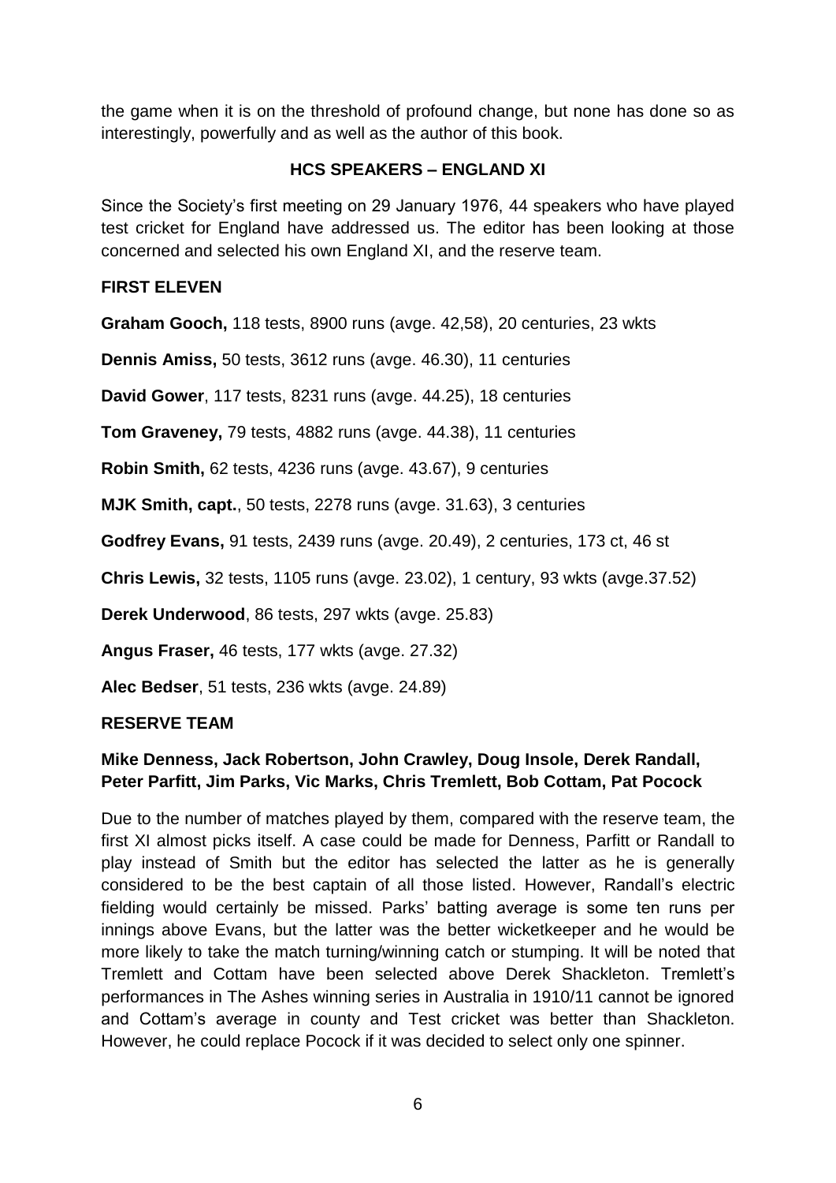the game when it is on the threshold of profound change, but none has done so as interestingly, powerfully and as well as the author of this book.

## HCS SPEAKERS – ENGLAND XI

Since the Society's first meeting on 29 January 1976, 44 speakers who have played test cricket for England have addressed us. The editor has been looking at those concerned and selected his own England XI, and the reserve team.

### FIRST ELEVEN

**Graham Gooch,** 118 tests, 8900 runs (avge. 42,58), 20 centuries, 23 wkts

**Dennis Amiss,** 50 tests, 3612 runs (avge. 46.30), 11 centuries

**David Gower**, 117 tests, 8231 runs (avge. 44.25), 18 centuries

**Tom Graveney,** 79 tests, 4882 runs (avge. 44.38), 11 centuries

**Robin Smith,** 62 tests, 4236 runs (avge. 43.67), 9 centuries

**MJK Smith, capt.**, 50 tests, 2278 runs (avge. 31.63), 3 centuries

**Godfrey Evans,** 91 tests, 2439 runs (avge. 20.49), 2 centuries, 173 ct, 46 st

**Chris Lewis,** 32 tests, 1105 runs (avge. 23.02), 1 century, 93 wkts (avge.37.52)

**Derek Underwood**, 86 tests, 297 wkts (avge. 25.83)

**Angus Fraser,** 46 tests, 177 wkts (avge. 27.32)

**Alec Bedser**, 51 tests, 236 wkts (avge. 24.89)

### RESERVE TEAM

**Mike Denness, Jack Robertson, John Crawley, Doug Insole, Derek Randall, Peter Parfitt, Jim Parks, Vic Marks, Chris Tremlett, Bob Cottam, Pat Pocock**

Due to the number of matches played by them, compared with the reserve team, the first XI almost picks itself. A case could be made for Denness, Parfitt or Randall to play instead of Smith but the editor has selected the latter as he is generally considered to be the best captain of all those listed. However, Randall's electric fielding would certainly be missed. Parks' batting average is some ten runs per innings above Evans, but the latter was the better wicketkeeper and he would be more likely to take the match turning/winning catch or stumping. It will be noted that Tremlett and Cottam have been selected above Derek Shackleton. Tremlett's performances in The Ashes winning series in Australia in 1910/11 cannot be ignored and Cottam's average in county and Test cricket was better than Shackleton. However, he could replace Pocock if it was decided to select only one spinner.